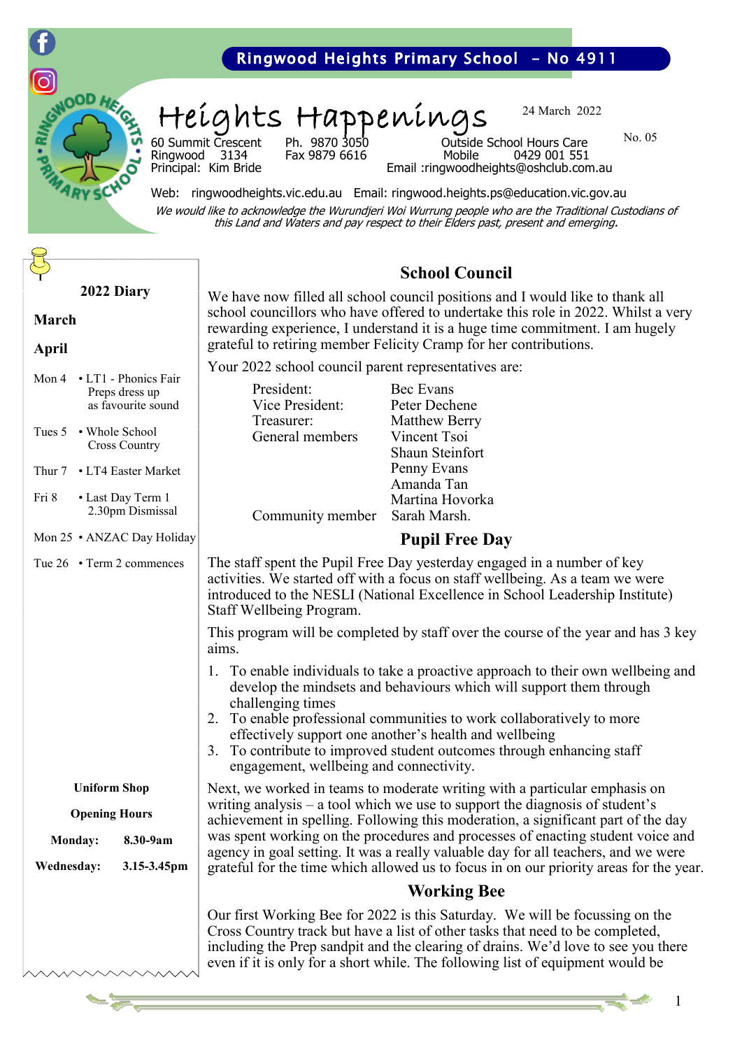Ringwood Heights Primary School – No 4911

# Heights Happenings

24 March 2022

No. 05

60 Summit Crescent
Ringwood 3134
Principal: Kim Bride

Ph. 9870 3050
Fax 9879 6616

Outside School Hours Care
Mobile 0429 001 551
Email :ringwoodheights@oshclub.com.au

Web: ringwoodheights.vic.edu.au Email: ringwood.heights.ps@education.vic.gov.au

*We would like to acknowledge the Wurundjeri Woi Wurrung people who are the Traditional Custodians of this Land and Waters and pay respect to their Elders past, present and emerging.*

## 2022 Diary

**March**

**April**

| | |
|---|---|
| Mon 4 | • LT1 - Phonics Fair Preps dress up as favourite sound |
| Tues 5 | • Whole School Cross Country |
| Thur 7 | • LT4 Easter Market |
| Fri 8 | • Last Day Term 1 2.30pm Dismissal |
| Mon 25 | • ANZAC Day Holiday |
| Tue 26 | • Term 2 commences |

**Uniform Shop**

**Opening Hours**

| | |
|---|---|
| **Monday:** | **8.30-9am** |
| **Wednesday:** | **3.15-3.45pm** |

## School Council

We have now filled all school council positions and I would like to thank all school councillors who have offered to undertake this role in 2022. Whilst a very rewarding experience, I understand it is a huge time commitment. I am hugely grateful to retiring member Felicity Cramp for her contributions.

Your 2022 school council parent representatives are:

| | |
|---|---|
| President: | Bec Evans |
| Vice President: | Peter Dechene |
| Treasurer: | Matthew Berry |
| General members | Vincent Tsoi |
| | Shaun Steinfort |
| | Penny Evans |
| | Amanda Tan |
| | Martina Hovorka |
| Community member | Sarah Marsh. |

## Pupil Free Day

The staff spent the Pupil Free Day yesterday engaged in a number of key activities. We started off with a focus on staff wellbeing. As a team we were introduced to the NESLI (National Excellence in School Leadership Institute) Staff Wellbeing Program.

This program will be completed by staff over the course of the year and has 3 key aims.

1. To enable individuals to take a proactive approach to their own wellbeing and develop the mindsets and behaviours which will support them through challenging times
2. To enable professional communities to work collaboratively to more effectively support one another's health and wellbeing
3. To contribute to improved student outcomes through enhancing staff engagement, wellbeing and connectivity.

Next, we worked in teams to moderate writing with a particular emphasis on writing analysis – a tool which we use to support the diagnosis of student's achievement in spelling. Following this moderation, a significant part of the day was spent working on the procedures and processes of enacting student voice and agency in goal setting. It was a really valuable day for all teachers, and we were grateful for the time which allowed us to focus in on our priority areas for the year.

## Working Bee

Our first Working Bee for 2022 is this Saturday. We will be focussing on the Cross Country track but have a list of other tasks that need to be completed, including the Prep sandpit and the clearing of drains. We'd love to see you there even if it is only for a short while. The following list of equipment would be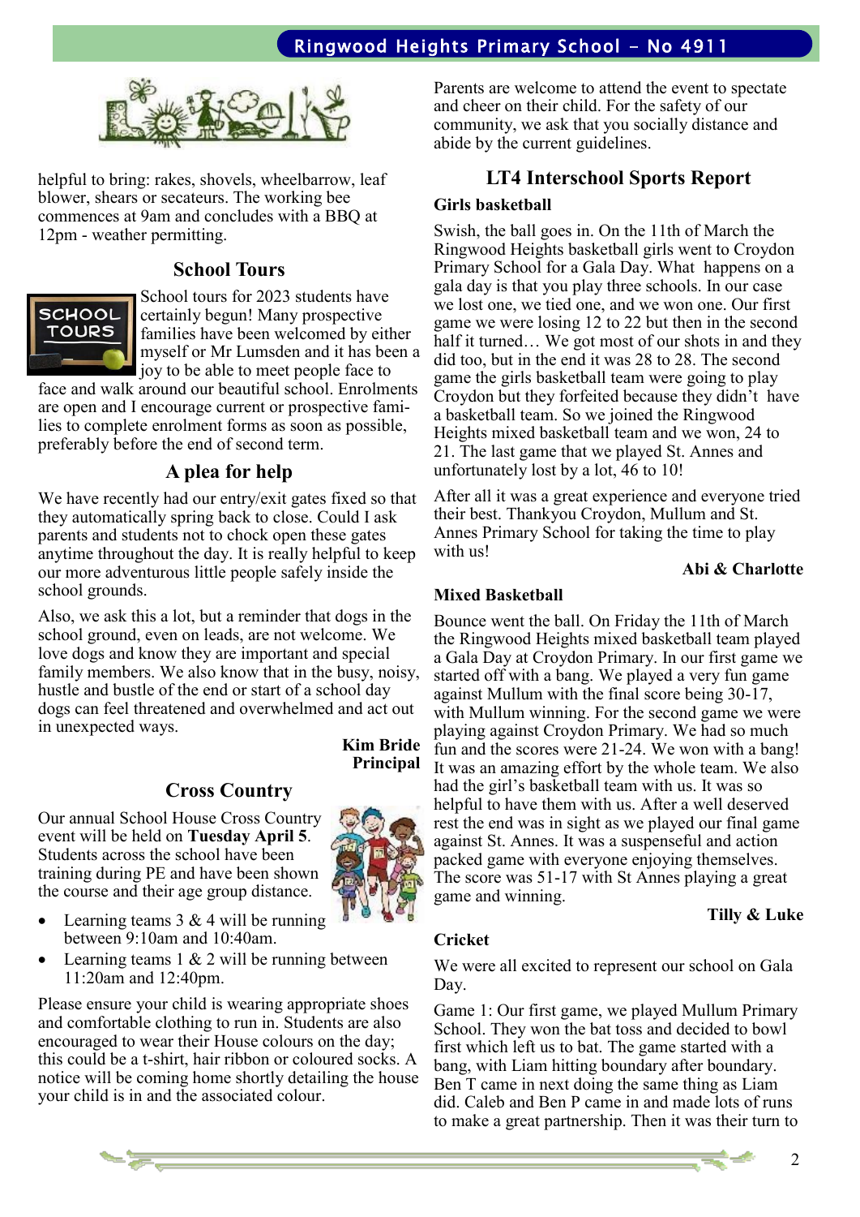helpful to bring: rakes, shovels, wheelbarrow, leaf blower, shears or secateurs. The working bee commences at 9am and concludes with a BBQ at 12pm - weather permitting.

## School Tours

School tours for 2023 students have certainly begun! Many prospective families have been welcomed by either myself or Mr Lumsden and it has been a joy to be able to meet people face to face and walk around our beautiful school. Enrolments are open and I encourage current or prospective families to complete enrolment forms as soon as possible, preferably before the end of second term.

## A plea for help

We have recently had our entry/exit gates fixed so that they automatically spring back to close. Could I ask parents and students not to chock open these gates anytime throughout the day. It is really helpful to keep our more adventurous little people safely inside the school grounds.

Also, we ask this a lot, but a reminder that dogs in the school ground, even on leads, are not welcome. We love dogs and know they are important and special family members. We also know that in the busy, noisy, hustle and bustle of the end or start of a school day dogs can feel threatened and overwhelmed and act out in unexpected ways.

**Kim Bride**
**Principal**

## Cross Country

Our annual School House Cross Country event will be held on **Tuesday April 5**. Students across the school have been training during PE and have been shown the course and their age group distance.

- Learning teams 3 & 4 will be running between 9:10am and 10:40am.
- Learning teams 1 & 2 will be running between 11:20am and 12:40pm.

Please ensure your child is wearing appropriate shoes and comfortable clothing to run in. Students are also encouraged to wear their House colours on the day; this could be a t-shirt, hair ribbon or coloured socks. A notice will be coming home shortly detailing the house your child is in and the associated colour.

Parents are welcome to attend the event to spectate and cheer on their child. For the safety of our community, we ask that you socially distance and abide by the current guidelines.

## LT4 Interschool Sports Report

### Girls basketball

Swish, the ball goes in. On the 11th of March the Ringwood Heights basketball girls went to Croydon Primary School for a Gala Day. What happens on a gala day is that you play three schools. In our case we lost one, we tied one, and we won one. Our first game we were losing 12 to 22 but then in the second half it turned… We got most of our shots in and they did too, but in the end it was 28 to 28. The second game the girls basketball team were going to play Croydon but they forfeited because they didn't have a basketball team. So we joined the Ringwood Heights mixed basketball team and we won, 24 to 21. The last game that we played St. Annes and unfortunately lost by a lot, 46 to 10!

After all it was a great experience and everyone tried their best. Thankyou Croydon, Mullum and St. Annes Primary School for taking the time to play with us!

**Abi & Charlotte**

### Mixed Basketball

Bounce went the ball. On Friday the 11th of March the Ringwood Heights mixed basketball team played a Gala Day at Croydon Primary. In our first game we started off with a bang. We played a very fun game against Mullum with the final score being 30-17, with Mullum winning. For the second game we were playing against Croydon Primary. We had so much fun and the scores were 21-24. We won with a bang! It was an amazing effort by the whole team. We also had the girl's basketball team with us. It was so helpful to have them with us. After a well deserved rest the end was in sight as we played our final game against St. Annes. It was a suspenseful and action packed game with everyone enjoying themselves. The score was 51-17 with St Annes playing a great game and winning.

**Tilly & Luke**

### Cricket

We were all excited to represent our school on Gala Day.

Game 1: Our first game, we played Mullum Primary School. They won the bat toss and decided to bowl first which left us to bat. The game started with a bang, with Liam hitting boundary after boundary. Ben T came in next doing the same thing as Liam did. Caleb and Ben P came in and made lots of runs to make a great partnership. Then it was their turn to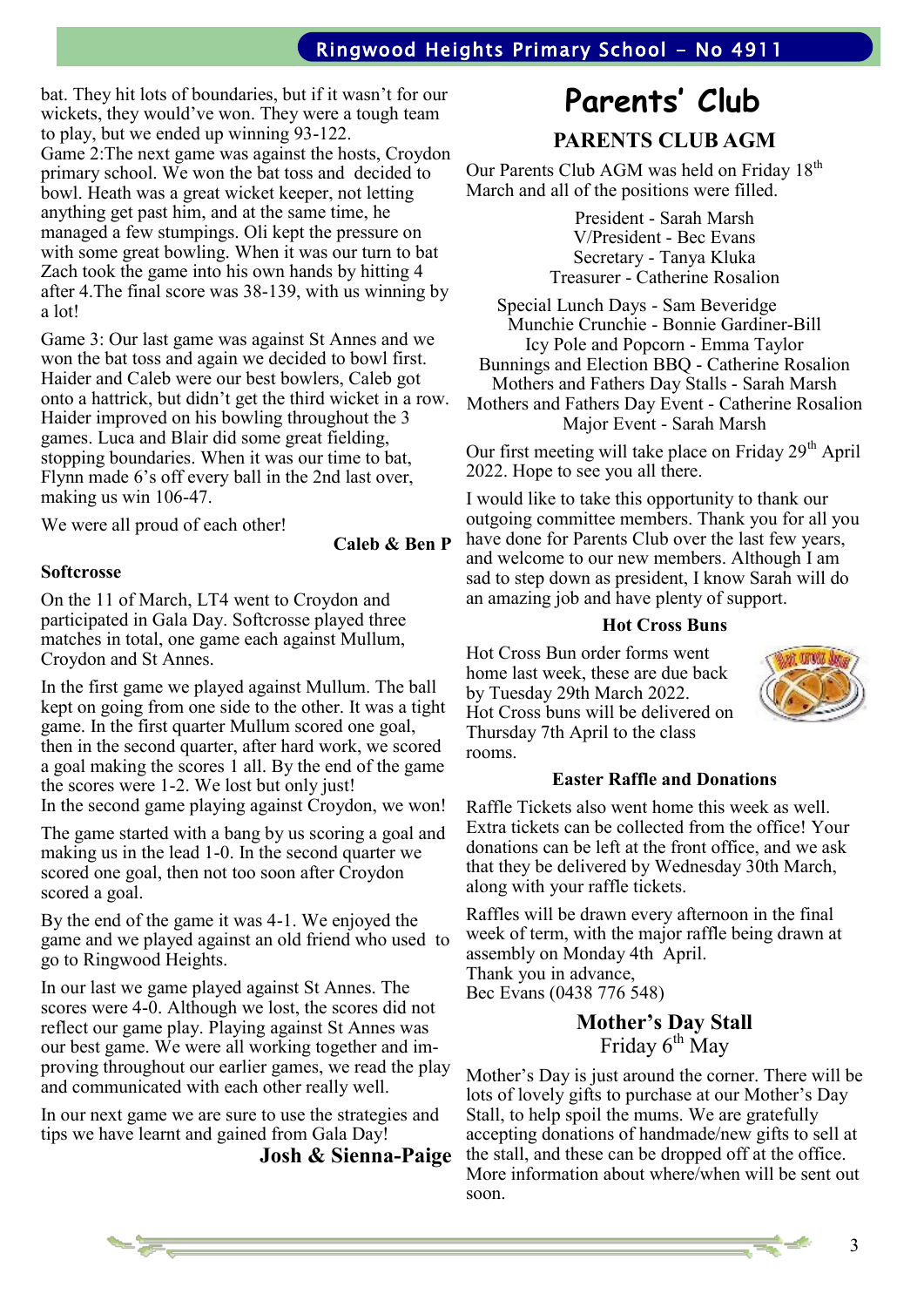bat. They hit lots of boundaries, but if it wasn't for our wickets, they would've won. They were a tough team to play, but we ended up winning 93-122.
Game 2:The next game was against the hosts, Croydon primary school. We won the bat toss and decided to bowl. Heath was a great wicket keeper, not letting anything get past him, and at the same time, he managed a few stumpings. Oli kept the pressure on with some great bowling. When it was our turn to bat Zach took the game into his own hands by hitting 4 after 4.The final score was 38-139, with us winning by a lot!

Game 3: Our last game was against St Annes and we won the bat toss and again we decided to bowl first. Haider and Caleb were our best bowlers, Caleb got onto a hattrick, but didn't get the third wicket in a row. Haider improved on his bowling throughout the 3 games. Luca and Blair did some great fielding, stopping boundaries. When it was our time to bat, Flynn made 6's off every ball in the 2nd last over, making us win 106-47.

We were all proud of each other!

**Caleb & Ben P**

**Softcrosse**

On the 11 of March, LT4 went to Croydon and participated in Gala Day. Softcrosse played three matches in total, one game each against Mullum, Croydon and St Annes.

In the first game we played against Mullum. The ball kept on going from one side to the other. It was a tight game. In the first quarter Mullum scored one goal, then in the second quarter, after hard work, we scored a goal making the scores 1 all. By the end of the game the scores were 1-2. We lost but only just!
In the second game playing against Croydon, we won!

The game started with a bang by us scoring a goal and making us in the lead 1-0. In the second quarter we scored one goal, then not too soon after Croydon scored a goal.

By the end of the game it was 4-1. We enjoyed the game and we played against an old friend who used to go to Ringwood Heights.

In our last we game played against St Annes. The scores were 4-0. Although we lost, the scores did not reflect our game play. Playing against St Annes was our best game. We were all working together and improving throughout our earlier games, we read the play and communicated with each other really well.

In our next game we are sure to use the strategies and tips we have learnt and gained from Gala Day!

**Josh & Sienna-Paige**

# Parents' Club

## PARENTS CLUB AGM

Our Parents Club AGM was held on Friday 18th March and all of the positions were filled.

President - Sarah Marsh
V/President - Bec Evans
Secretary - Tanya Kluka
Treasurer - Catherine Rosalion

Special Lunch Days - Sam Beveridge
Munchie Crunchie - Bonnie Gardiner-Bill
Icy Pole and Popcorn - Emma Taylor
Bunnings and Election BBQ - Catherine Rosalion
Mothers and Fathers Day Stalls - Sarah Marsh
Mothers and Fathers Day Event - Catherine Rosalion
Major Event - Sarah Marsh

Our first meeting will take place on Friday 29th April 2022. Hope to see you all there.

I would like to take this opportunity to thank our outgoing committee members. Thank you for all you have done for Parents Club over the last few years, and welcome to our new members. Although I am sad to step down as president, I know Sarah will do an amazing job and have plenty of support.

**Hot Cross Buns**

Hot Cross Bun order forms went home last week, these are due back by Tuesday 29th March 2022. Hot Cross buns will be delivered on Thursday 7th April to the class rooms.

**Easter Raffle and Donations**

Raffle Tickets also went home this week as well. Extra tickets can be collected from the office! Your donations can be left at the front office, and we ask that they be delivered by Wednesday 30th March, along with your raffle tickets.

Raffles will be drawn every afternoon in the final week of term, with the major raffle being drawn at assembly on Monday 4th April.
Thank you in advance,
Bec Evans (0438 776 548)

## Mother's Day Stall
Friday 6th May

Mother's Day is just around the corner. There will be lots of lovely gifts to purchase at our Mother's Day Stall, to help spoil the mums. We are gratefully accepting donations of handmade/new gifts to sell at the stall, and these can be dropped off at the office. More information about where/when will be sent out soon.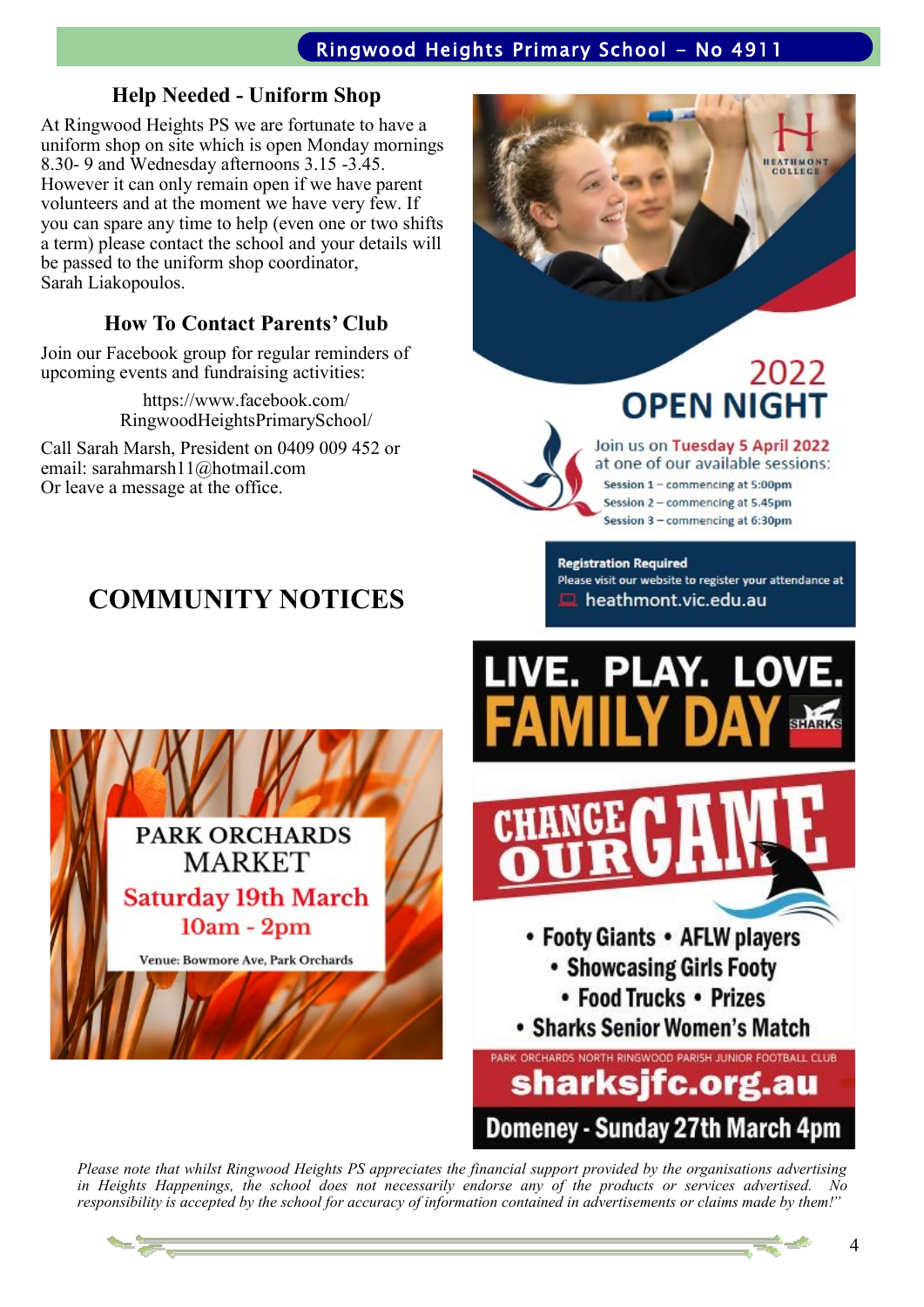## Help Needed - Uniform Shop

At Ringwood Heights PS we are fortunate to have a uniform shop on site which is open Monday mornings 8.30- 9 and Wednesday afternoons 3.15 -3.45. However it can only remain open if we have parent volunteers and at the moment we have very few. If you can spare any time to help (even one or two shifts a term) please contact the school and your details will be passed to the uniform shop coordinator, Sarah Liakopoulos.

## How To Contact Parents' Club

Join our Facebook group for regular reminders of upcoming events and fundraising activities:

https://www.facebook.com/RingwoodHeightsPrimarySchool/

Call Sarah Marsh, President on 0409 009 452 or email: sarahmarsh11@hotmail.com
Or leave a message at the office.

# COMMUNITY NOTICES

**HEATHMONT COLLEGE**

## 2022 OPEN NIGHT

Join us on **Tuesday 5 April 2022** at one of our available sessions:

- Session 1 – commencing at 5:00pm
- Session 2 – commencing at 5.45pm
- Session 3 – commencing at 6:30pm

**Registration Required**
Please visit our website to register your attendance at heathmont.vic.edu.au

**PARK ORCHARDS MARKET**
Saturday 19th March
10am - 2pm
Venue: Bowmore Ave, Park Orchards

**LIVE. PLAY. LOVE. FAMILY DAY**

**CHANGE OUR GAME**

- Footy Giants
- AFLW players
- Showcasing Girls Footy
- Food Trucks
- Prizes
- Sharks Senior Women's Match

PARK ORCHARDS NORTH RINGWOOD PARISH JUNIOR FOOTBALL CLUB
sharksjfc.org.au
Domeney - Sunday 27th March 4pm

*Please note that whilst Ringwood Heights PS appreciates the financial support provided by the organisations advertising in Heights Happenings, the school does not necessarily endorse any of the products or services advertised. No responsibility is accepted by the school for accuracy of information contained in advertisements or claims made by them!"*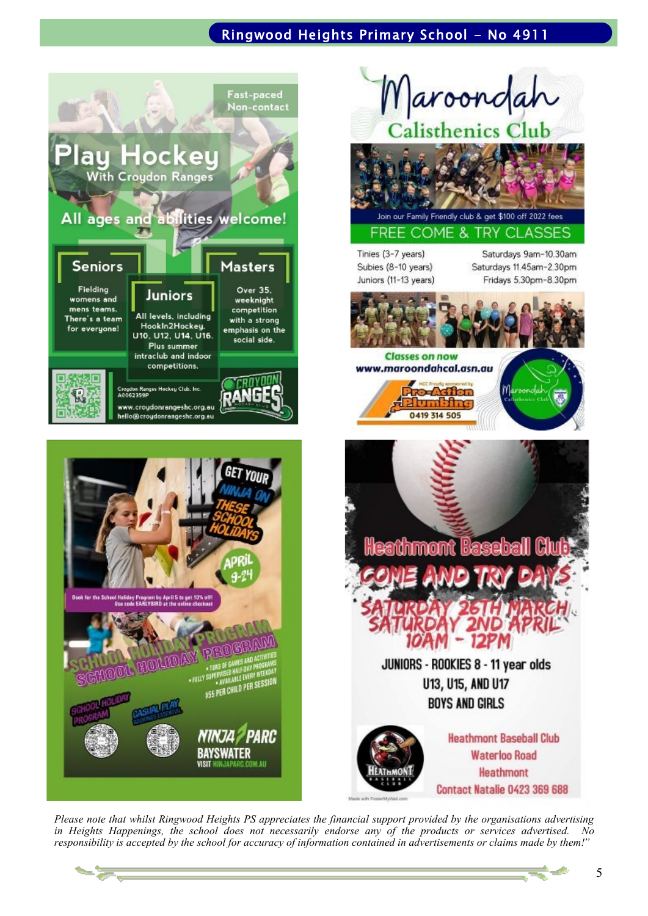# Play Hockey

With Croydon Ranges

Fast-paced
Non-contact

All ages and abilities welcome!

**Seniors**
Fielding womens and mens teams. There's a team for everyone!

**Juniors**
All levels, including HookIn2Hockey, U10, U12, U14, U16. Plus summer intraclub and indoor competitions.

**Masters**
Over 35, weeknight competition with a strong emphasis on the social side.

Croydon Ranges Hockey Club, Inc. A0062359P
www.croydonrangeshc.org.au
hello@croydonrangeshc.org.au

# Maroondah Calisthenics Club

Join our Family Friendly club & get $100 off 2022 fees

**FREE COME & TRY CLASSES**

| | |
|---|---|
| Tinies (3-7 years) | Saturdays 9am-10.30am |
| Subies (8-10 years) | Saturdays 11.45am-2.30pm |
| Juniors (11-13 years) | Fridays 5.30pm-8.30pm |

Classes on now
www.maroondahcal.asn.au

MCC Proudly sponsored by Pro-Action Plumbing 0419 314 505

# GET YOUR NINJA ON THESE SCHOOL HOLIDAYS

APRIL 9-24

Book for the School Holiday Program by April 5 to get 10% off! Use code EARLYBIRD at the online checkout

**SCHOOL HOLIDAY PROGRAM**

- TONS OF GAMES AND ACTIVITIES
- FULLY SUPERVISED HALF-DAY PROGRAMS
- AVAILABLE EVERY WEEKDAY

$55 PER CHILD PER SESSION

SCHOOL HOLIDAY PROGRAM | CASUAL PLAY BOOKINGS ESSENTIAL

NINJA PARC BAYSWATER
VISIT NINJAPARC.COM.AU

# Heathmont Baseball Club

## COME AND TRY DAYS

SATURDAY 26TH MARCH
SATURDAY 2ND APRIL
10AM - 12PM

JUNIORS - ROOKIES 8 - 11 year olds
U13, U15, AND U17
BOYS AND GIRLS

Heathmont Baseball Club
Waterloo Road
Heathmont
Contact Natalie 0423 369 688

*Please note that whilst Ringwood Heights PS appreciates the financial support provided by the organisations advertising in Heights Happenings, the school does not necessarily endorse any of the products or services advertised. No responsibility is accepted by the school for accuracy of information contained in advertisements or claims made by them!"*